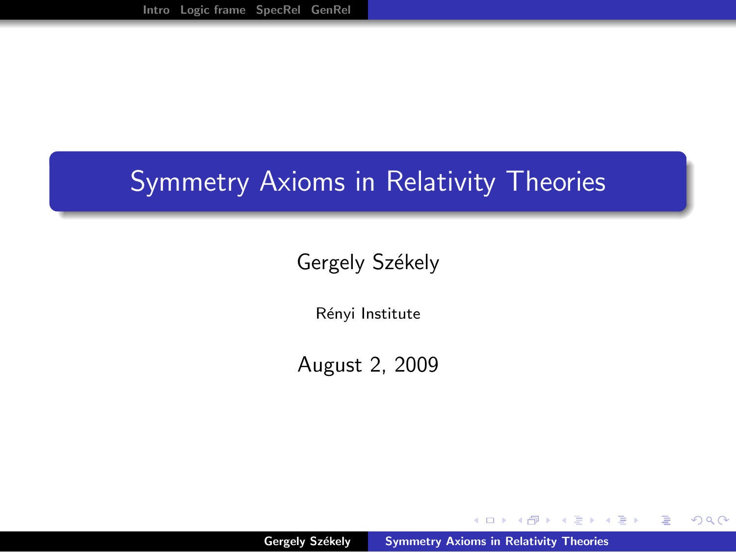# Symmetry Axioms in Relativity Theories

Gergely Székely

Rényi Institute

August 2, 2009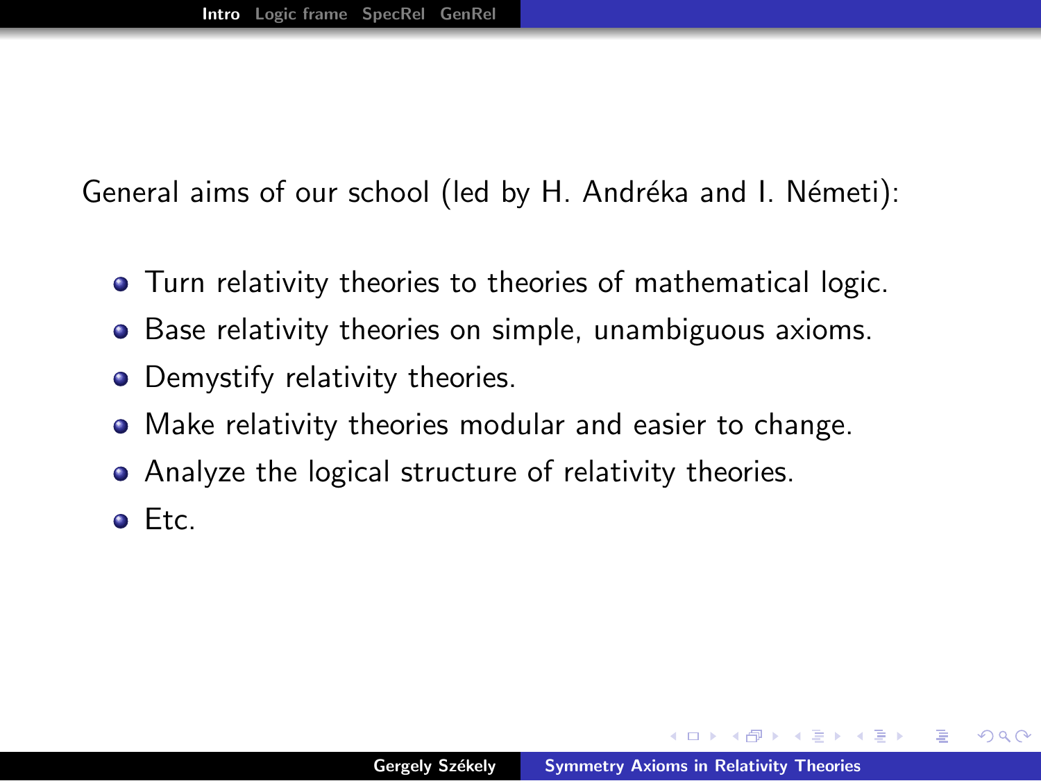General aims of our school (led by H. Andréka and I. Németi):

- Turn relativity theories to theories of mathematical logic.
- Base relativity theories on simple, unambiguous axioms.
- Demystify relativity theories.
- Make relativity theories modular and easier to change.
- Analyze the logical structure of relativity theories.
- Etc.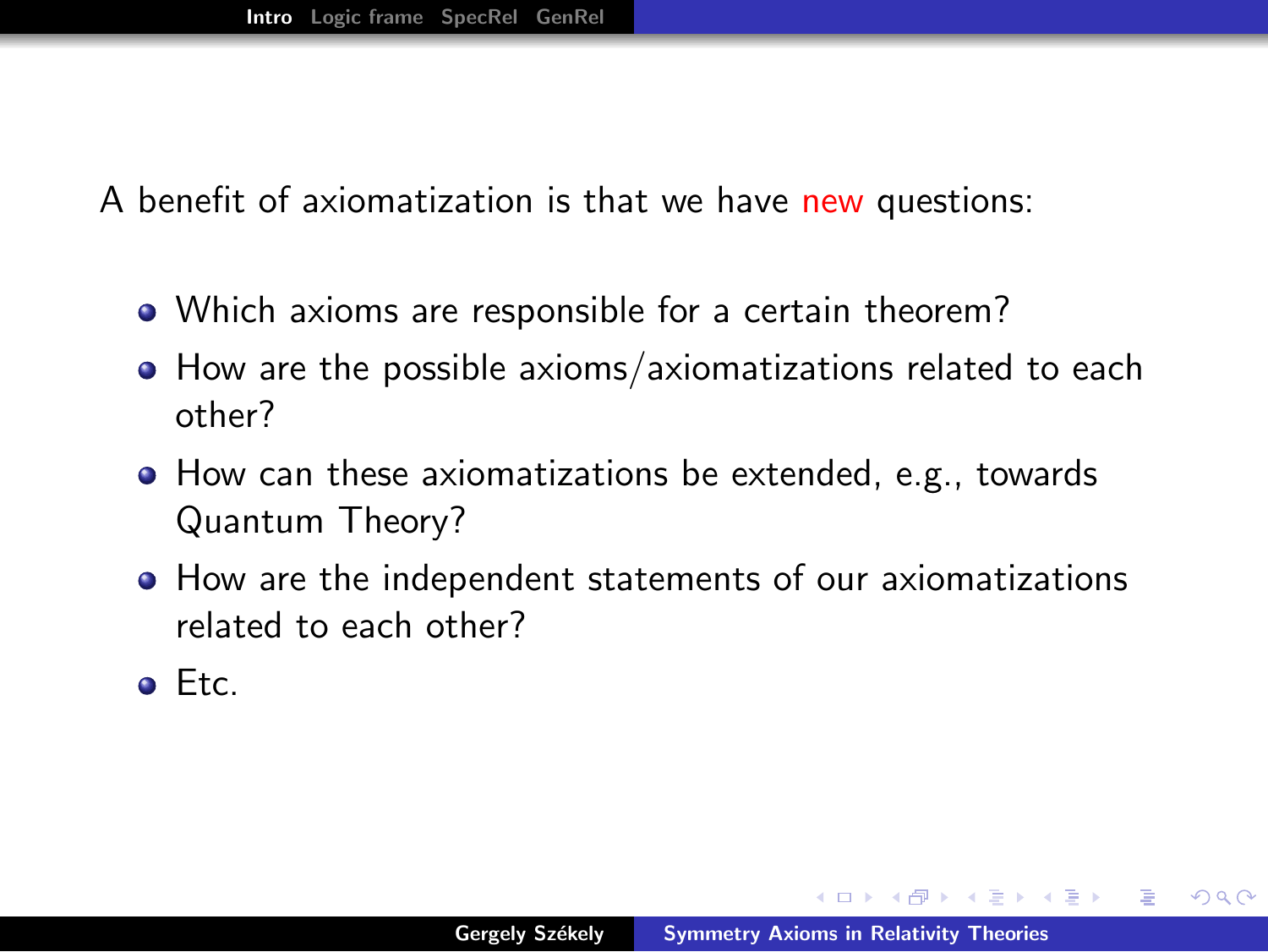A benefit of axiomatization is that we have new questions:

- Which axioms are responsible for a certain theorem?
- How are the possible axioms/axiomatizations related to each other?
- How can these axiomatizations be extended, e.g., towards Quantum Theory?
- How are the independent statements of our axiomatizations related to each other?
- Etc.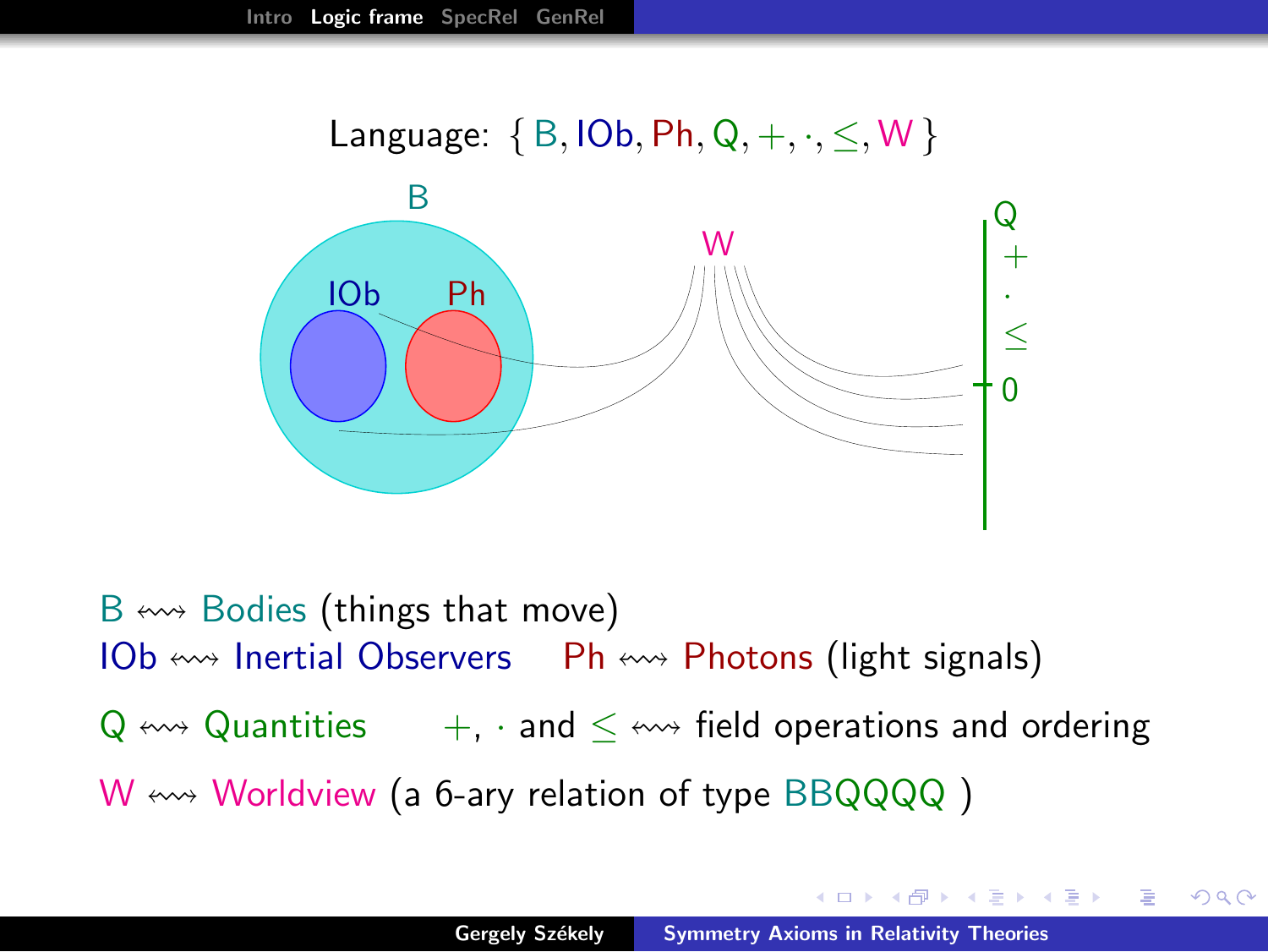Language: $\{ B, IOb, Ph, Q, +, \cdot, \leq, W \}$

B $\leftrightsquigarrow$ Bodies (things that move)

IOb $\leftrightsquigarrow$ Inertial Observers    Ph $\leftrightsquigarrow$ Photons (light signals)

Q $\leftrightsquigarrow$ Quantities    $+$, $\cdot$ and $\leq$ $\leftrightsquigarrow$ field operations and ordering

W $\leftrightsquigarrow$ Worldview (a 6-ary relation of type BBQQQQ )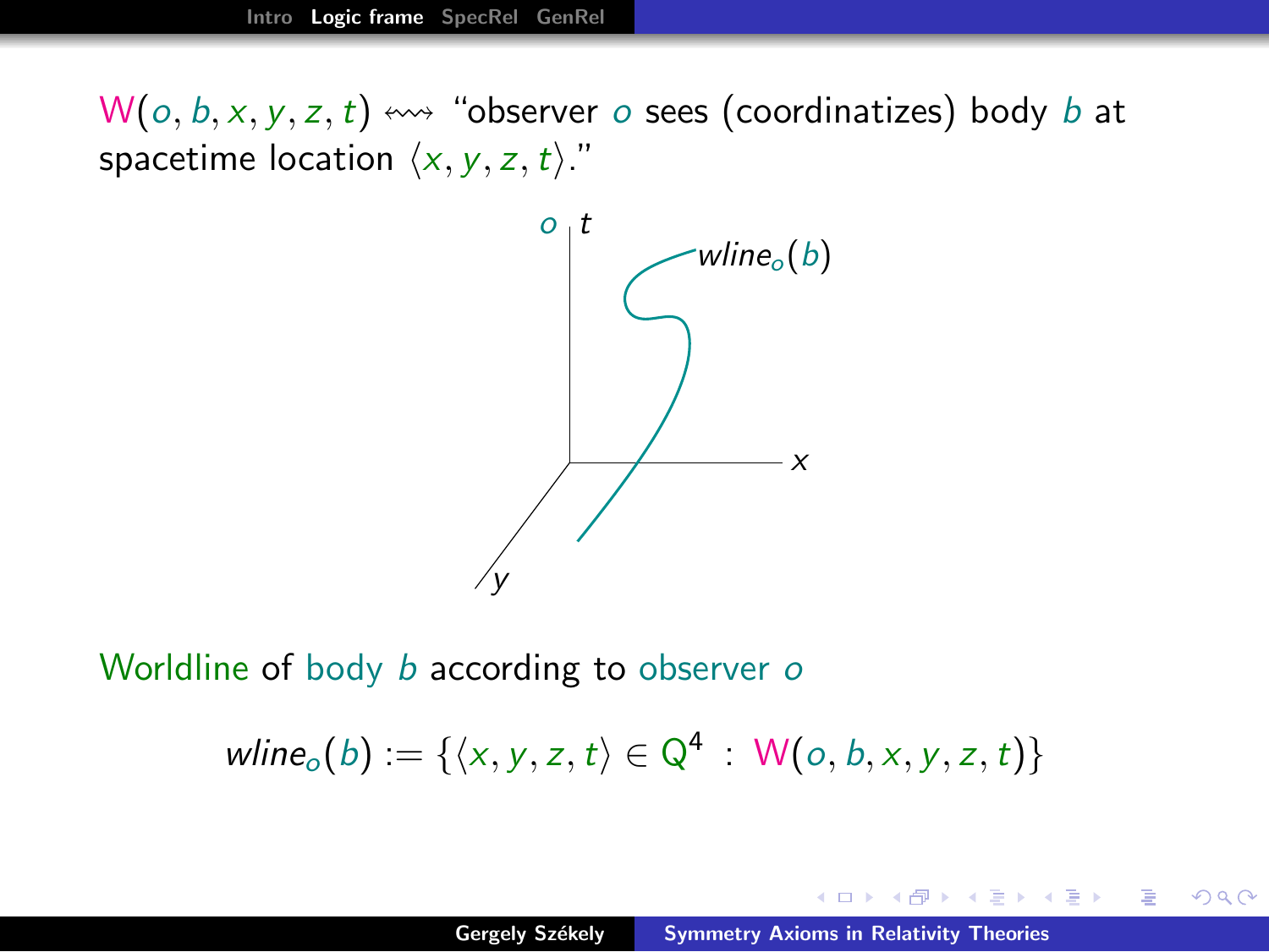$\mathsf{W}(o, b, x, y, z, t) \leftrightsquigarrow$ "observer $o$ sees (coordinatizes) body $b$ at spacetime location $\langle x, y, z, t\rangle$."

Worldline of body $b$ according to observer $o$

$$wline_o(b) := \{\langle x, y, z, t\rangle \in \mathrm{Q}^4 \;:\; \mathsf{W}(o, b, x, y, z, t)\}$$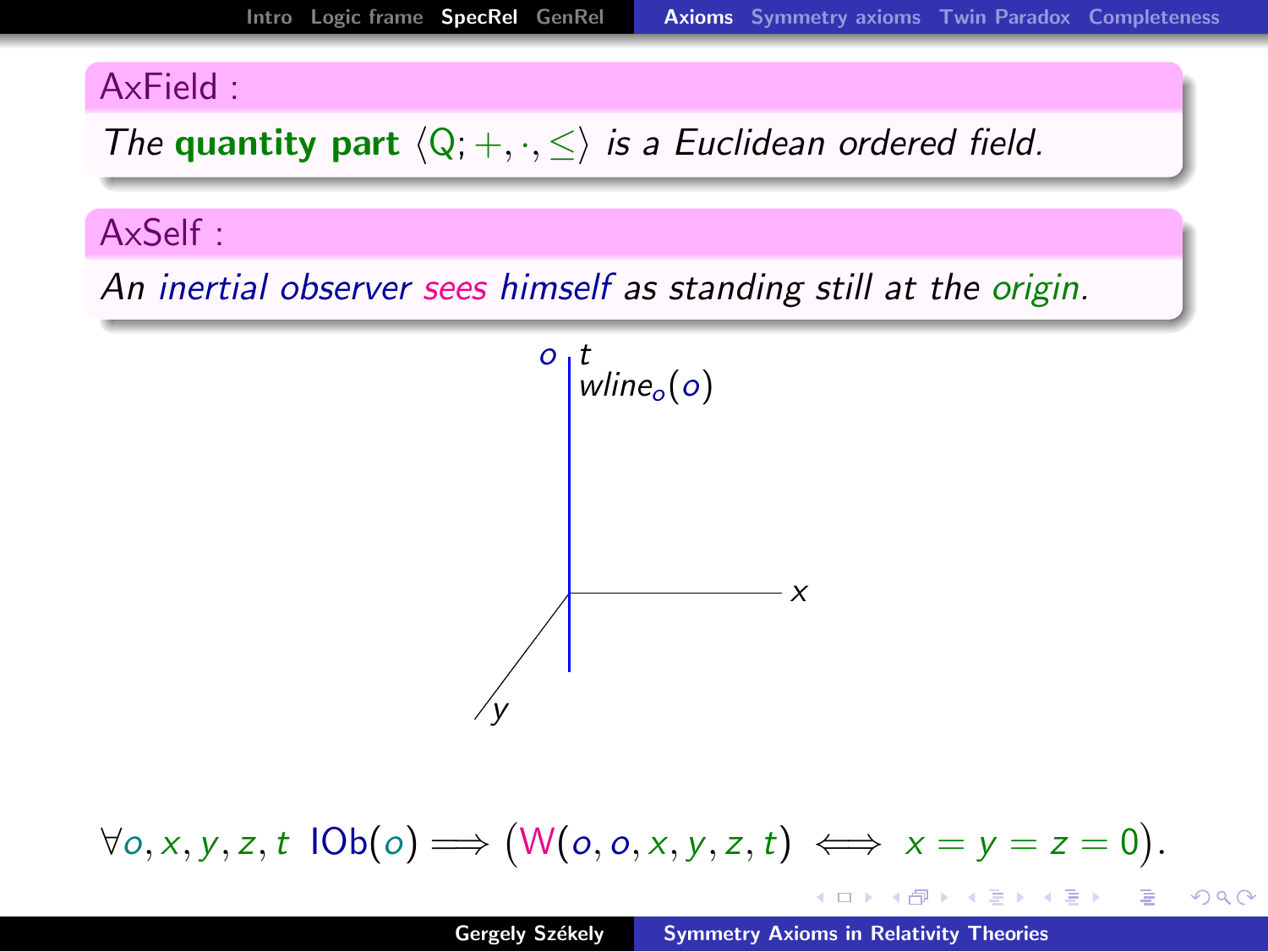**AxField :**

*The* **quantity part** $\langle Q; +, \cdot, \leq \rangle$ *is a Euclidean ordered field.*

**AxSelf :**

*An inertial observer sees himself as standing still at the origin.*

$$\forall o, x, y, z, t \;\; \mathsf{IOb}(o) \Longrightarrow \big(\mathsf{W}(o, o, x, y, z, t) \iff x = y = z = 0\big).$$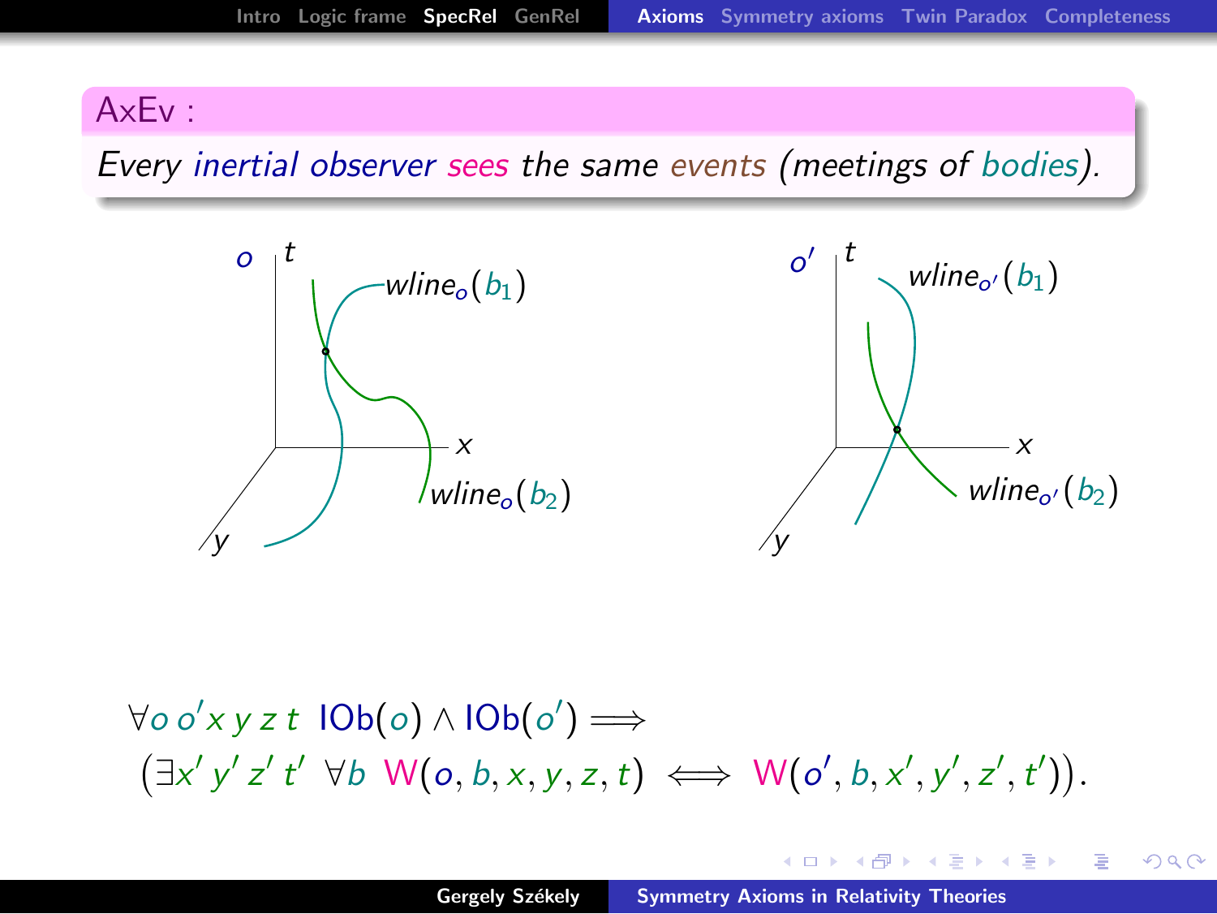**AxEv :**

*Every inertial observer sees the same events (meetings of bodies).*

$$\forall o\, o' x\, y\, z\, t \;\; \mathsf{IOb}(o) \wedge \mathsf{IOb}(o') \Longrightarrow$$
$$\big(\exists x'\, y'\, z'\, t' \;\; \forall b \;\; \mathsf{W}(o,b,x,y,z,t) \iff \mathsf{W}(o',b,x',y',z',t')\big).$$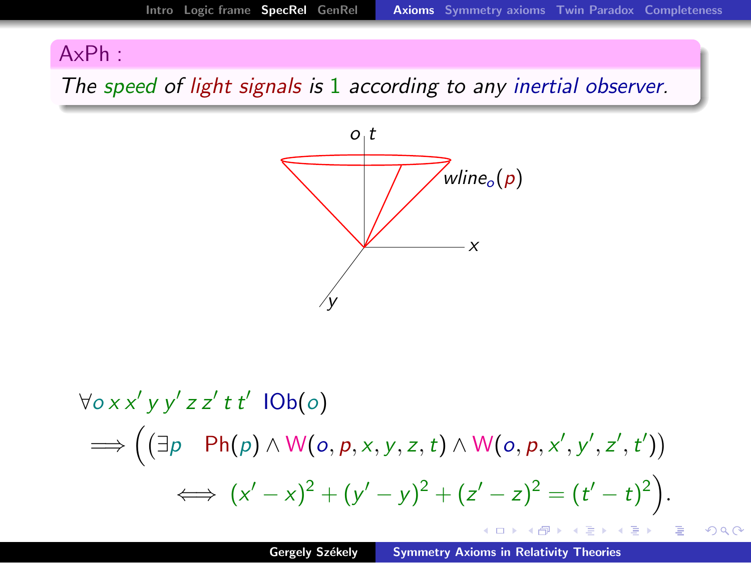**AxPh :**

*The speed of light signals is 1 according to any inertial observer.*

$$\forall o\, x\, x'\, y\, y'\, z\, z'\, t\, t' \;\; \mathsf{IOb}(o)$$

$$\Longrightarrow \Big( \big( \exists p \quad \mathsf{Ph}(p) \land \mathsf{W}(o,p,x,y,z,t) \land \mathsf{W}(o,p,x',y',z',t') \big)$$

$$\iff (x'-x)^2 + (y'-y)^2 + (z'-z)^2 = (t'-t)^2 \Big).$$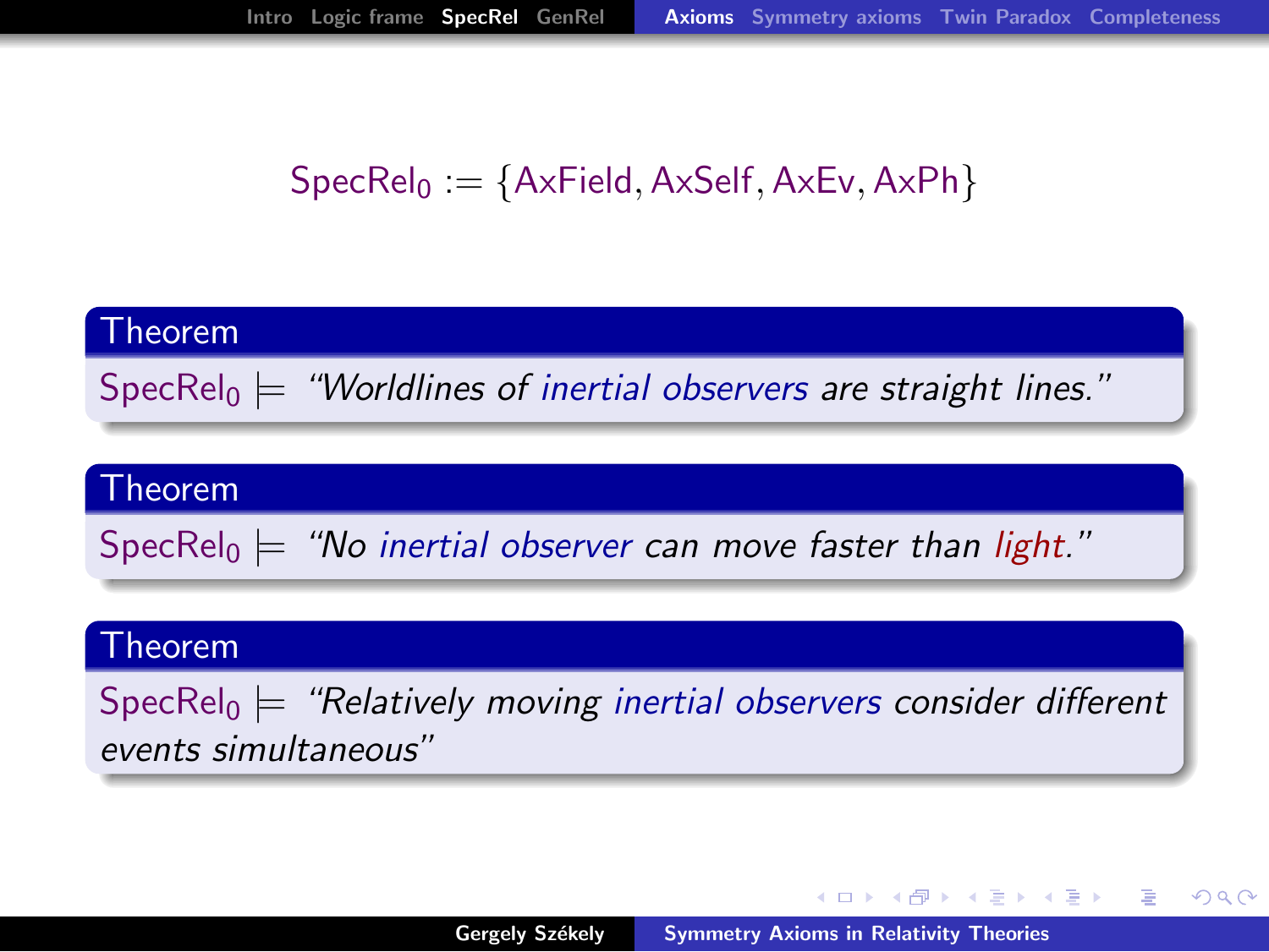$$\mathsf{SpecRel}_0 := \{\mathsf{AxField}, \mathsf{AxSelf}, \mathsf{AxEv}, \mathsf{AxPh}\}$$

**Theorem**

$\mathsf{SpecRel}_0 \models$ *"Worldlines of inertial observers are straight lines."*

**Theorem**

$\mathsf{SpecRel}_0 \models$ *"No inertial observer can move faster than light."*

**Theorem**

$\mathsf{SpecRel}_0 \models$ *"Relatively moving inertial observers consider different events simultaneous"*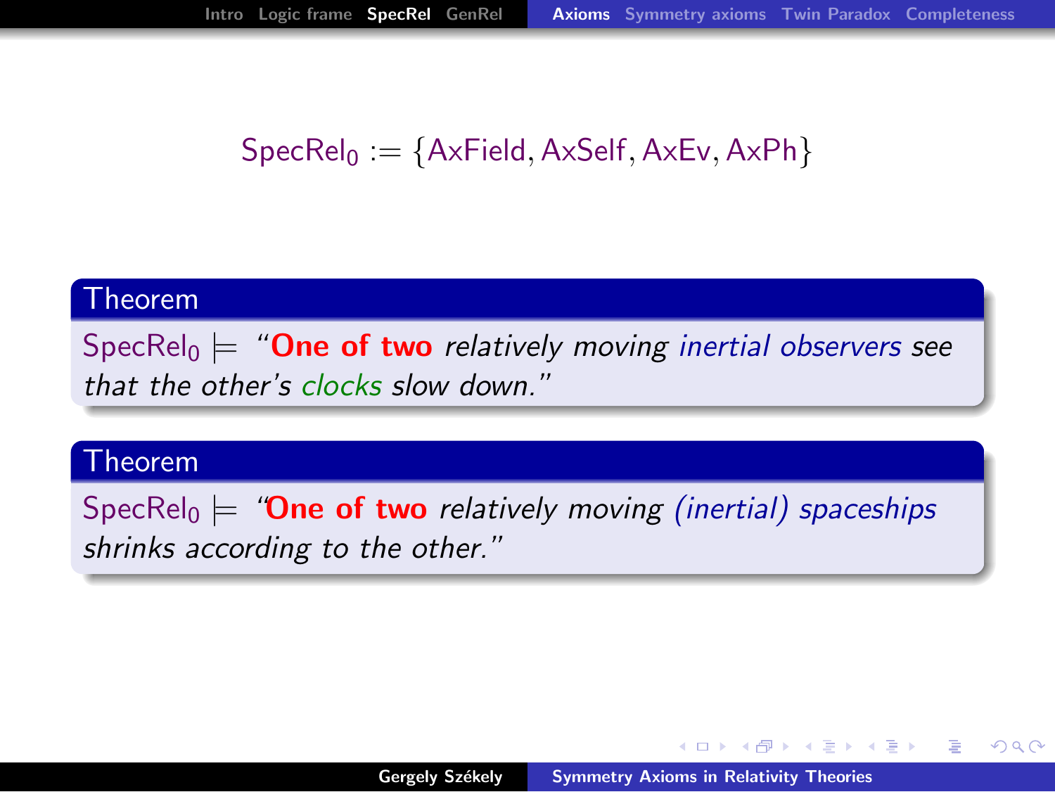$$\mathsf{SpecRel}_0 := \{\mathsf{AxField}, \mathsf{AxSelf}, \mathsf{AxEv}, \mathsf{AxPh}\}$$

**Theorem**

$\mathsf{SpecRel}_0 \models$ "**One of two** *relatively moving inertial observers see that the other's clocks slow down.*"

**Theorem**

$\mathsf{SpecRel}_0 \models$ "**One of two** *relatively moving (inertial) spaceships shrinks according to the other.*"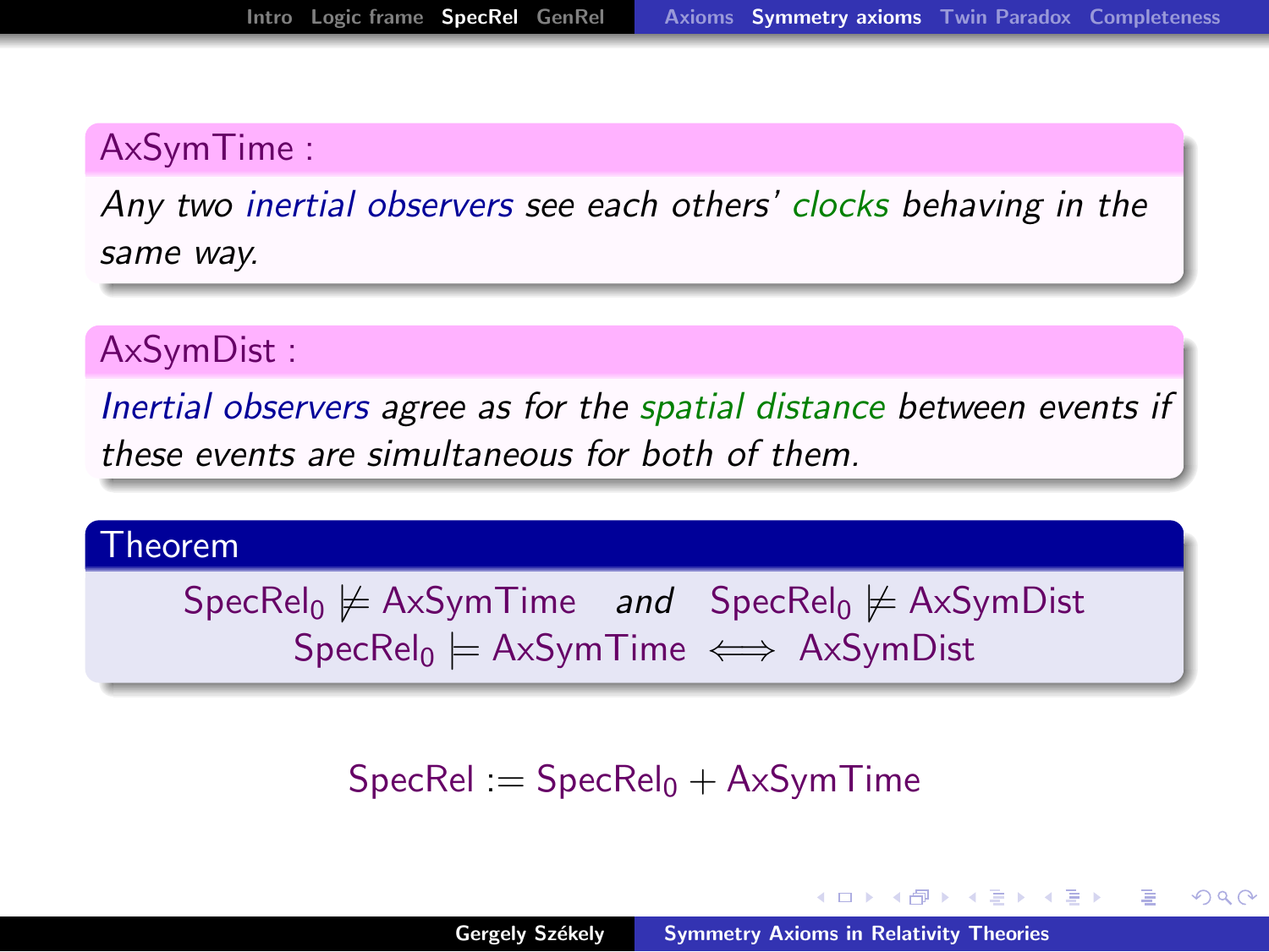**AxSymTime :**

*Any two inertial observers see each others' clocks behaving in the same way.*

**AxSymDist :**

*Inertial observers agree as for the spatial distance between events if these events are simultaneous for both of them.*

**Theorem**

$$\mathrm{SpecRel}_0 \not\models \mathrm{AxSymTime} \quad \text{and} \quad \mathrm{SpecRel}_0 \not\models \mathrm{AxSymDist}$$

$$\mathrm{SpecRel}_0 \models \mathrm{AxSymTime} \iff \mathrm{AxSymDist}$$

$$\mathrm{SpecRel} := \mathrm{SpecRel}_0 + \mathrm{AxSymTime}$$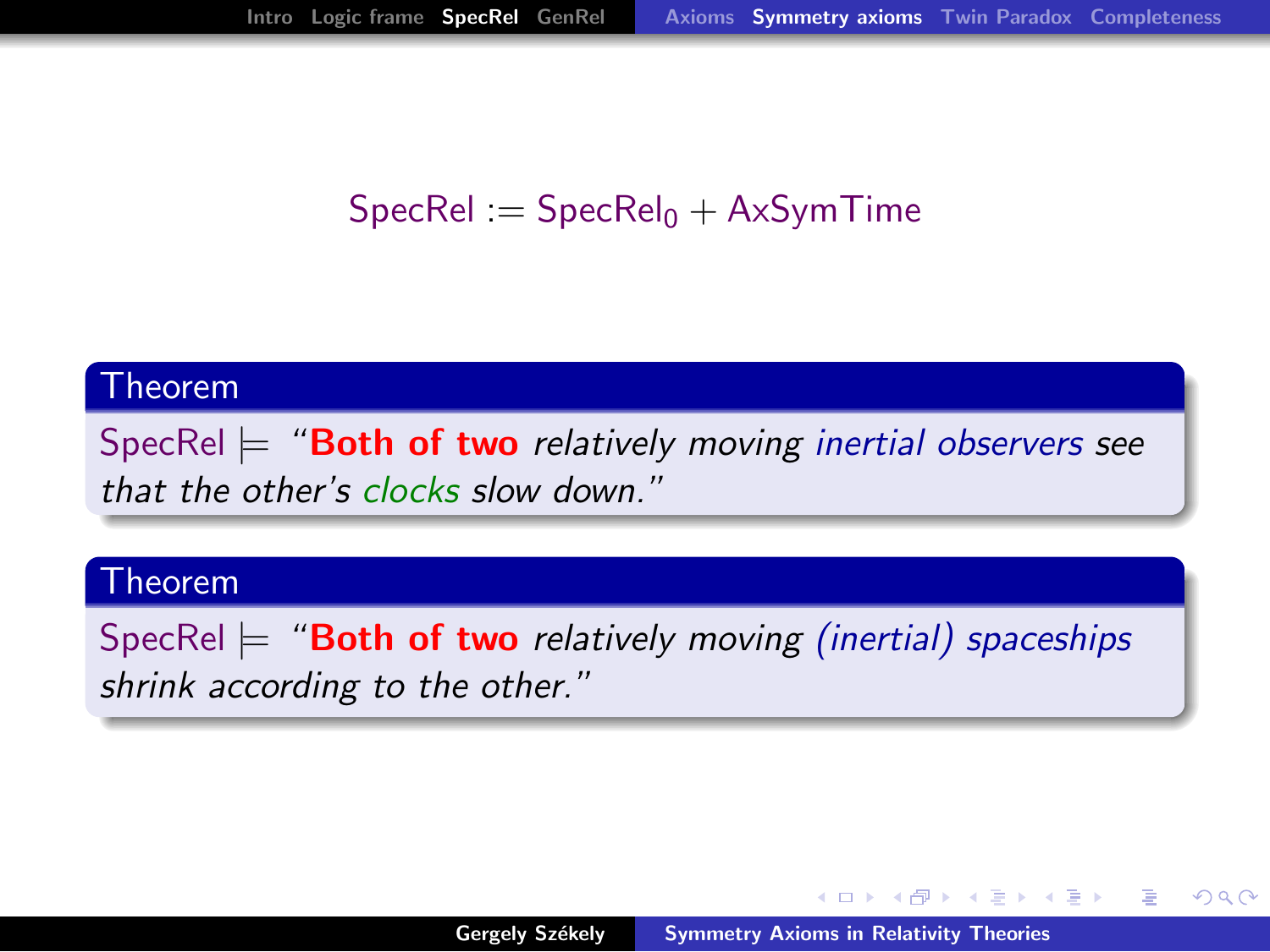$$\mathsf{SpecRel} := \mathsf{SpecRel}_0 + \mathsf{AxSymTime}$$

**Theorem**

SpecRel $\models$ *"**Both of two** relatively moving inertial observers see that the other's clocks slow down."*

**Theorem**

SpecRel $\models$ *"**Both of two** relatively moving (inertial) spaceships shrink according to the other."*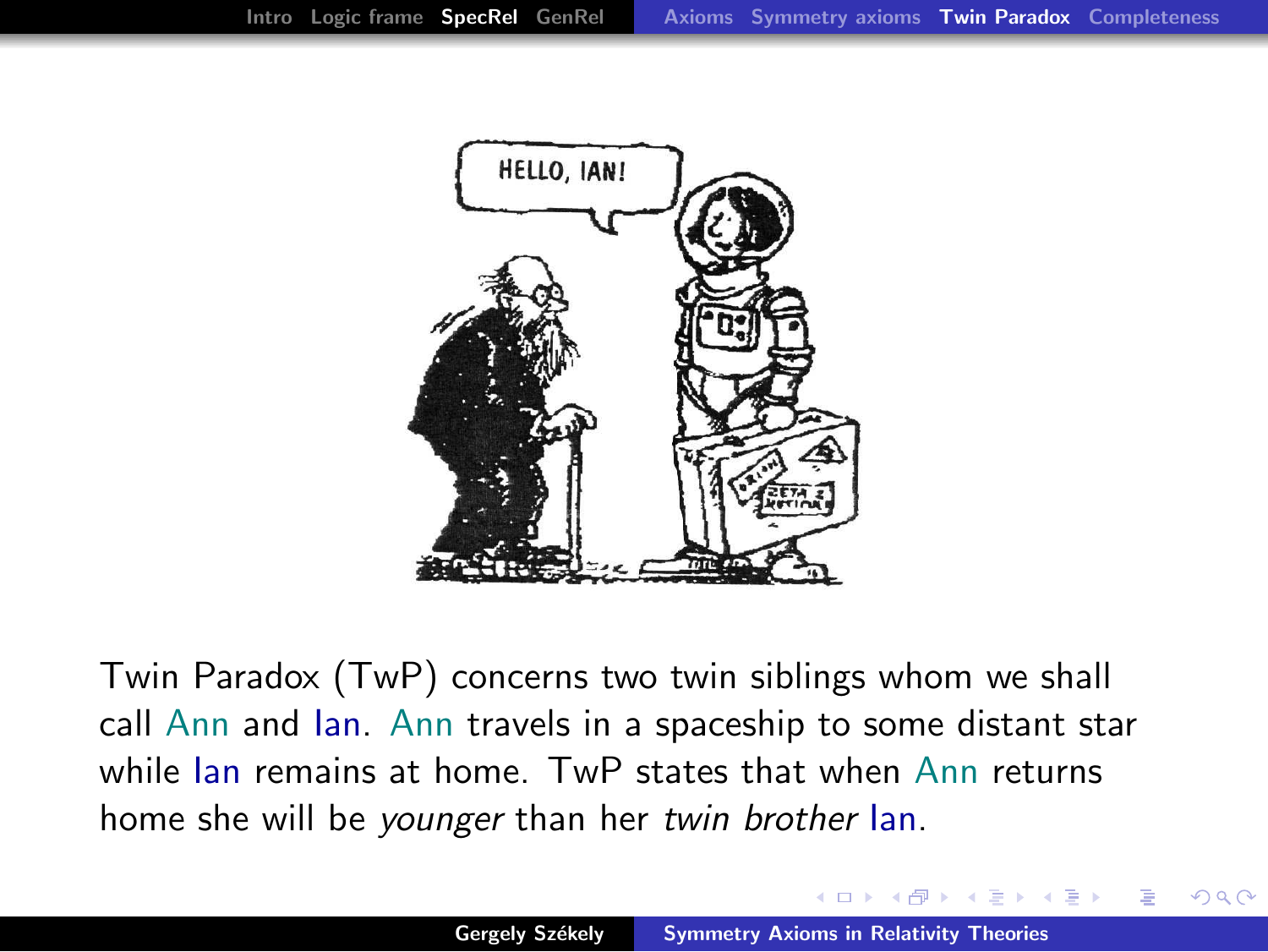Twin Paradox (TwP) concerns two twin siblings whom we shall call Ann and Ian. Ann travels in a spaceship to some distant star while Ian remains at home. TwP states that when Ann returns home she will be *younger* than her *twin brother* Ian.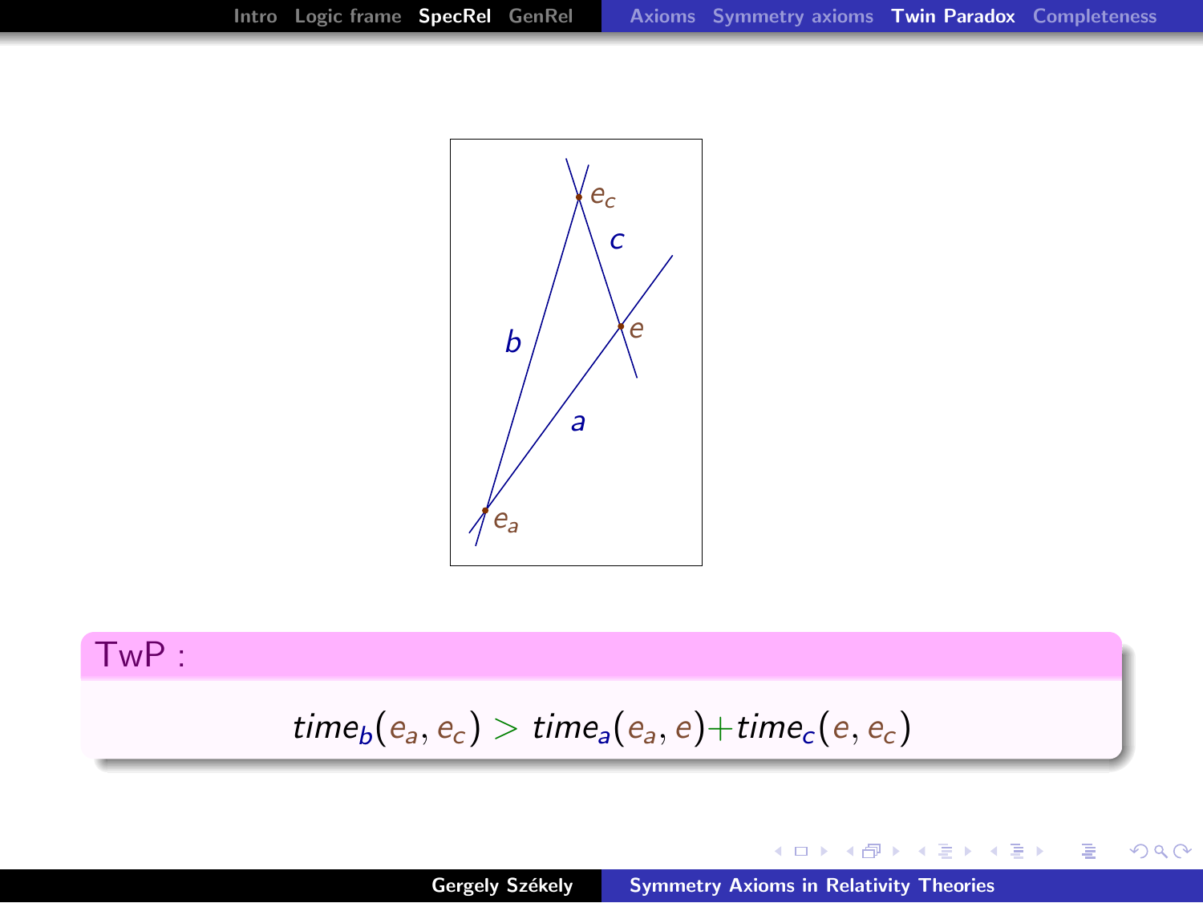**TwP :**

$$time_b(e_a, e_c) > time_a(e_a, e) + time_c(e, e_c)$$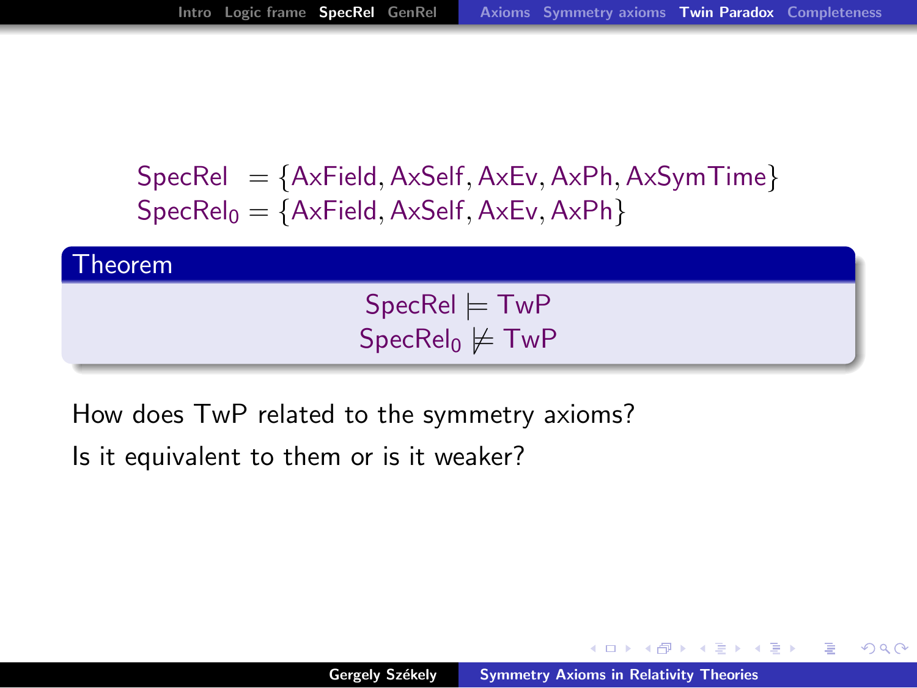$$\mathsf{SpecRel} = \{\mathsf{AxField}, \mathsf{AxSelf}, \mathsf{AxEv}, \mathsf{AxPh}, \mathsf{AxSymTime}\}$$
$$\mathsf{SpecRel}_0 = \{\mathsf{AxField}, \mathsf{AxSelf}, \mathsf{AxEv}, \mathsf{AxPh}\}$$

**Theorem**

$$\mathsf{SpecRel} \models \mathsf{TwP}$$
$$\mathsf{SpecRel}_0 \not\models \mathsf{TwP}$$

How does TwP related to the symmetry axioms?

Is it equivalent to them or is it weaker?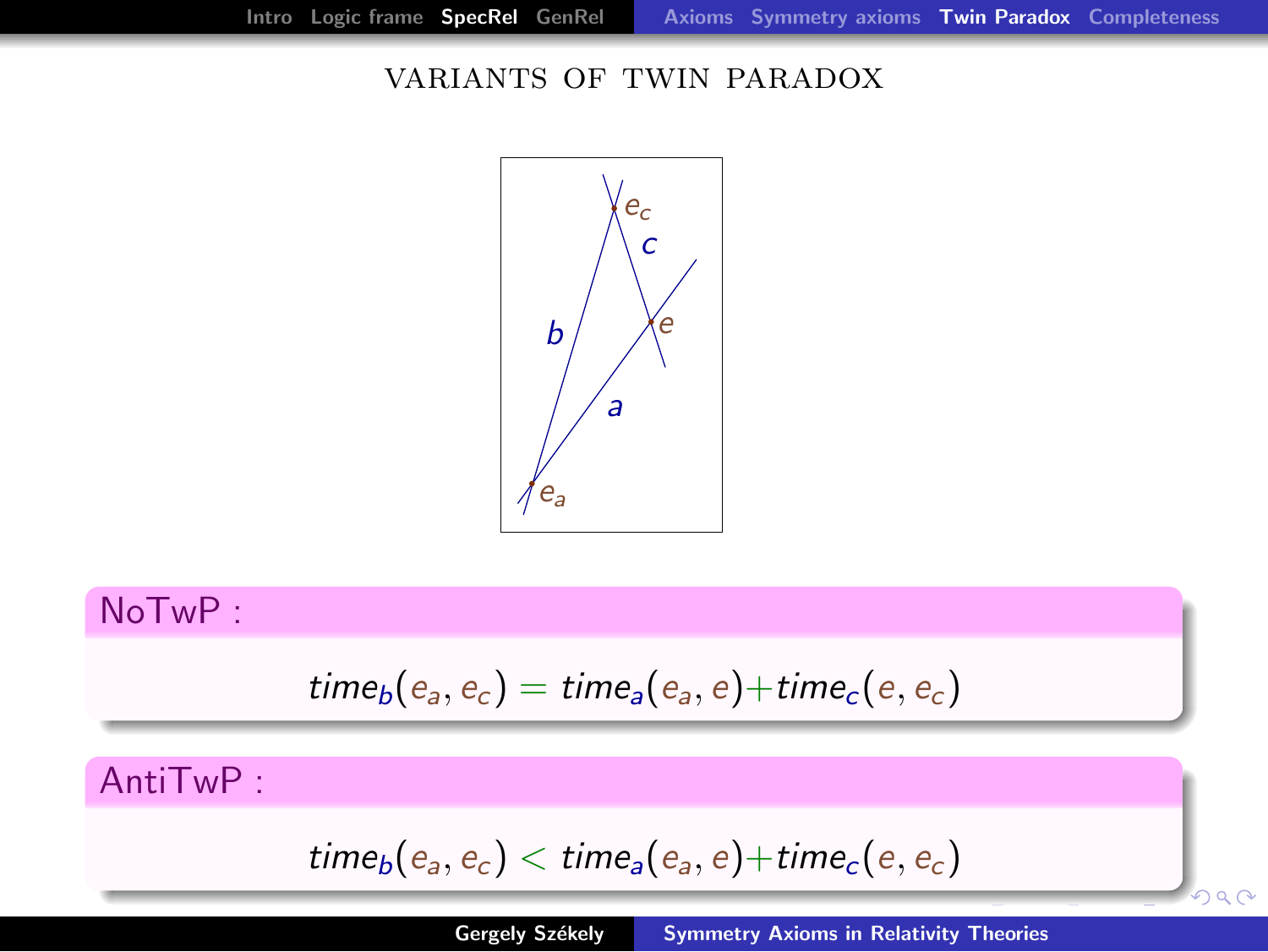# VARIANTS OF TWIN PARADOX

**NoTwP :**

$$time_b(e_a, e_c) = time_a(e_a, e) + time_c(e, e_c)$$

**AntiTwP :**

$$time_b(e_a, e_c) < time_a(e_a, e) + time_c(e, e_c)$$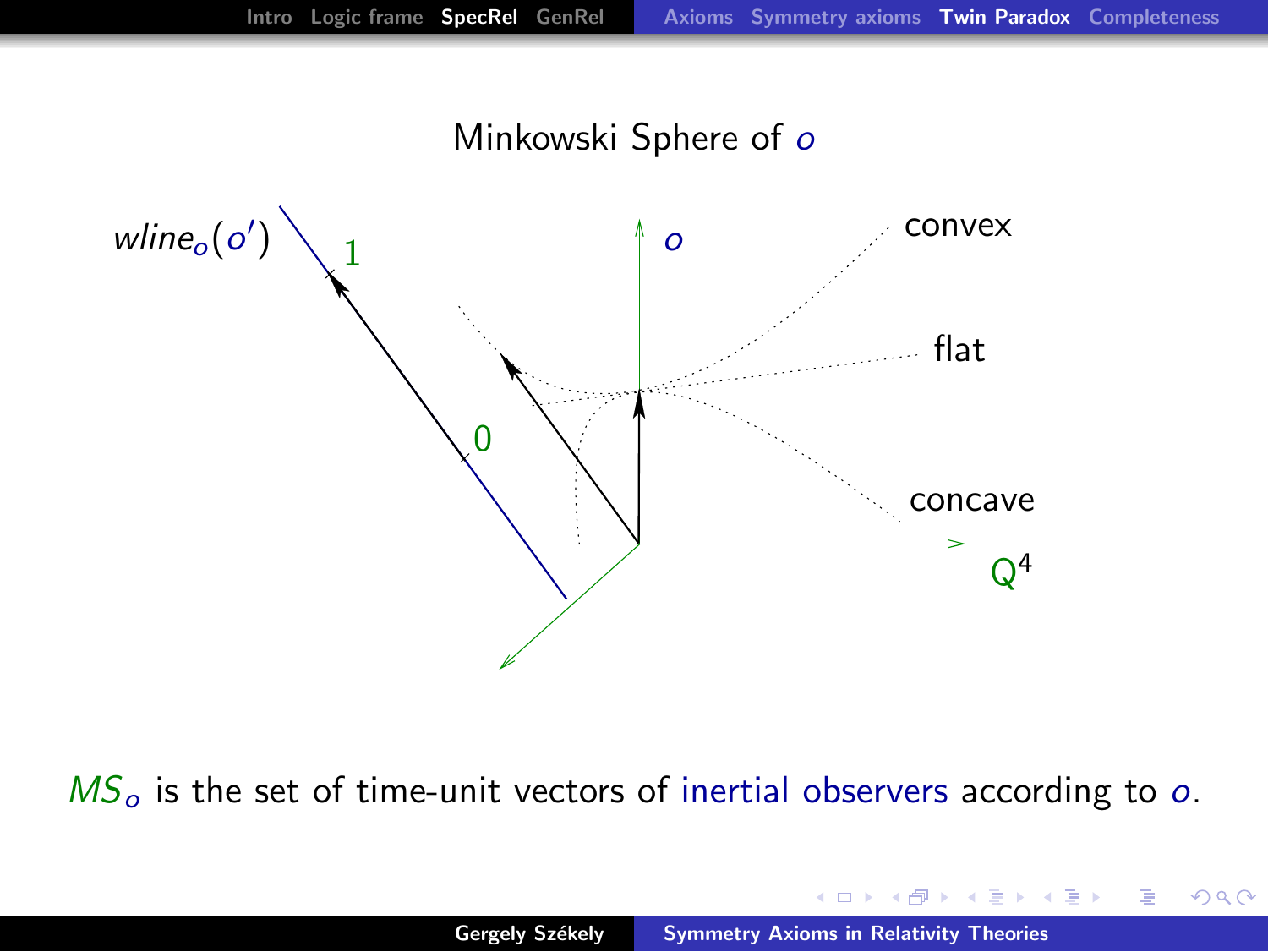# Minkowski Sphere of $o$

$MS_o$ is the set of time-unit vectors of inertial observers according to $o$.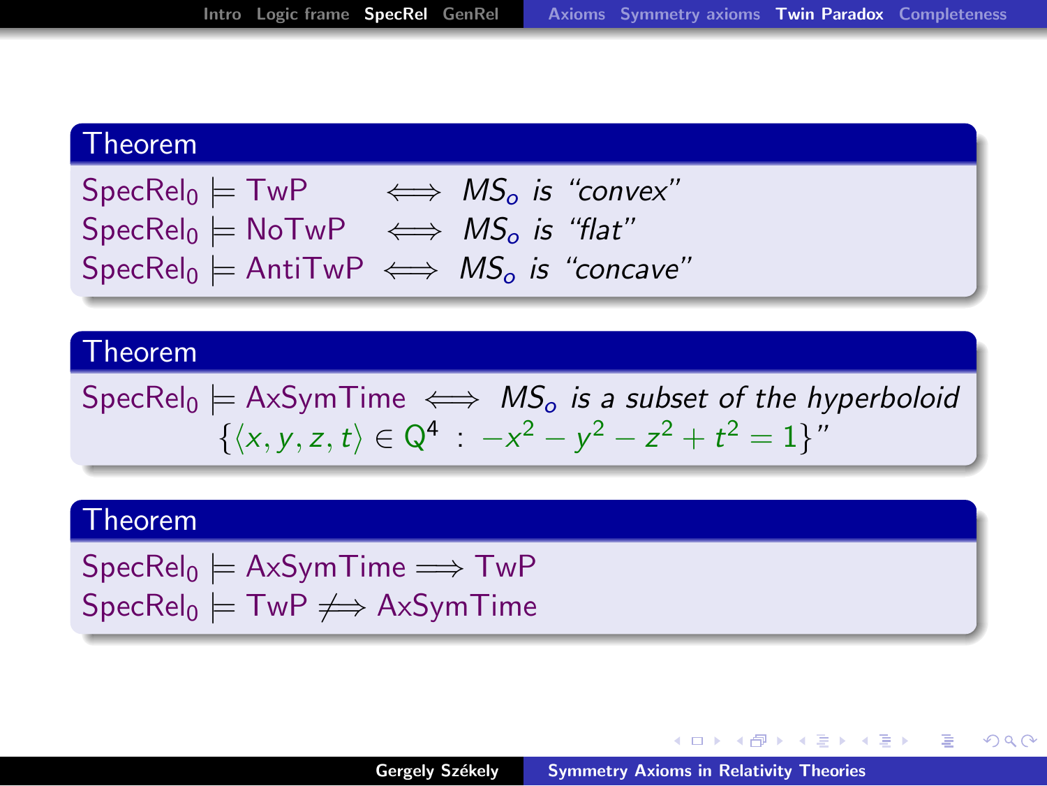**Theorem**

$\text{SpecRel}_0 \models \text{TwP} \iff MS_o$ *is "convex"*
$\text{SpecRel}_0 \models \text{NoTwP} \iff MS_o$ *is "flat"*
$\text{SpecRel}_0 \models \text{AntiTwP} \iff MS_o$ *is "concave"*

**Theorem**

$\text{SpecRel}_0 \models \text{AxSymTime} \iff MS_o$ *is a subset of the hyperboloid* $\{\langle x, y, z, t\rangle \in \mathrm{Q}^4 \;:\; -x^2 - y^2 - z^2 + t^2 = 1\}$*"*

**Theorem**

$\text{SpecRel}_0 \models \text{AxSymTime} \Longrightarrow \text{TwP}$
$\text{SpecRel}_0 \models \text{TwP} \not\Longrightarrow \text{AxSymTime}$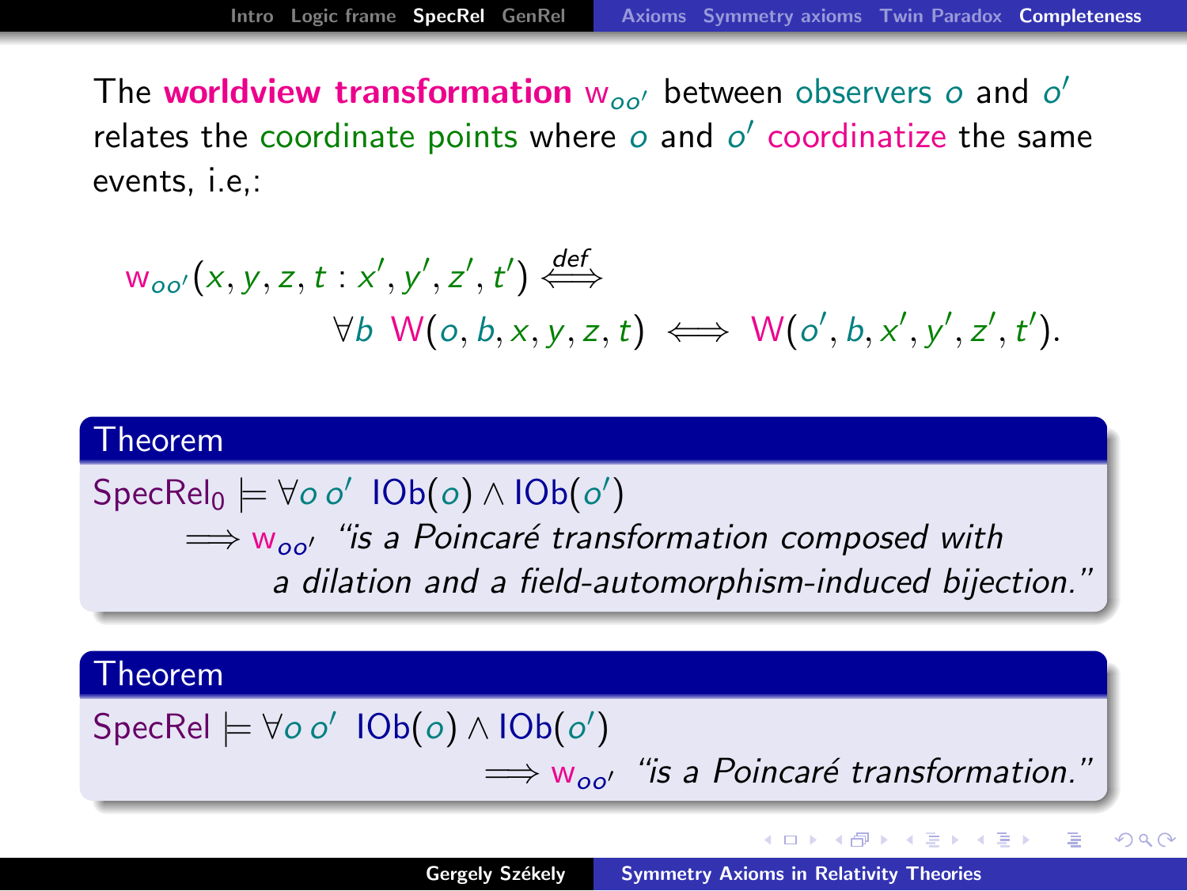The **worldview transformation** $\mathsf{w}_{oo'}$ between observers $o$ and $o'$ relates the coordinate points where $o$ and $o'$ coordinatize the same events, i.e,:

$$\mathsf{w}_{oo'}(x,y,z,t : x',y',z',t') \stackrel{def}{\iff} \forall b \ \mathsf{W}(o,b,x,y,z,t) \iff \mathsf{W}(o',b,x',y',z',t').$$

**Theorem**

$\mathsf{SpecRel}_0 \models \forall o\, o' \ \ \mathsf{IOb}(o) \wedge \mathsf{IOb}(o') \implies \mathsf{w}_{oo'}$ *"is a Poincaré transformation composed with a dilation and a field-automorphism-induced bijection."*

**Theorem**

$\mathsf{SpecRel} \models \forall o\, o' \ \ \mathsf{IOb}(o) \wedge \mathsf{IOb}(o') \implies \mathsf{w}_{oo'}$ *"is a Poincaré transformation."*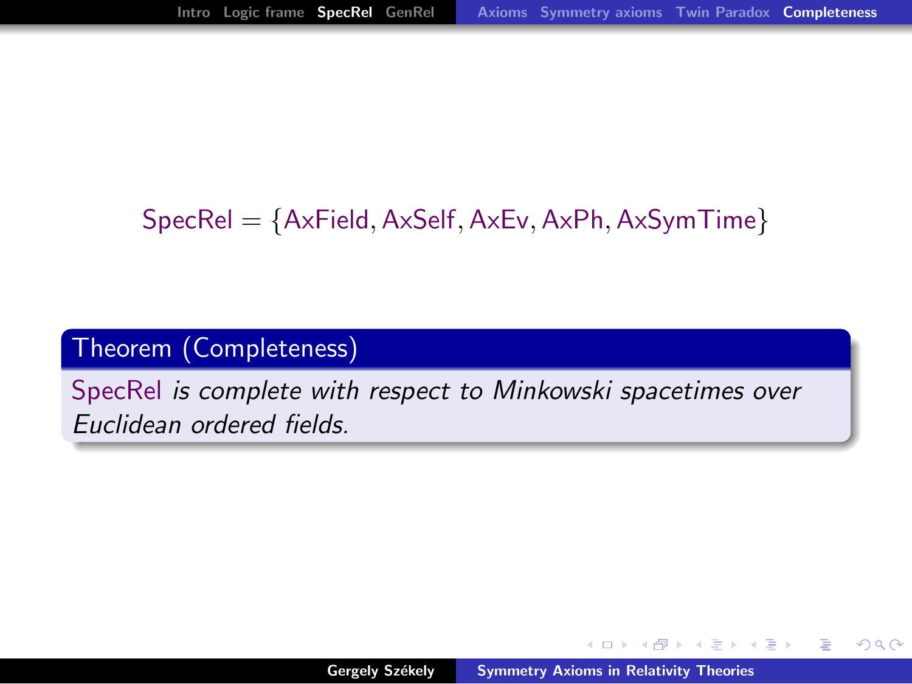$$\text{SpecRel} = \{\text{AxField}, \text{AxSelf}, \text{AxEv}, \text{AxPh}, \text{AxSymTime}\}$$

**Theorem (Completeness)**

SpecRel *is complete with respect to Minkowski spacetimes over Euclidean ordered fields.*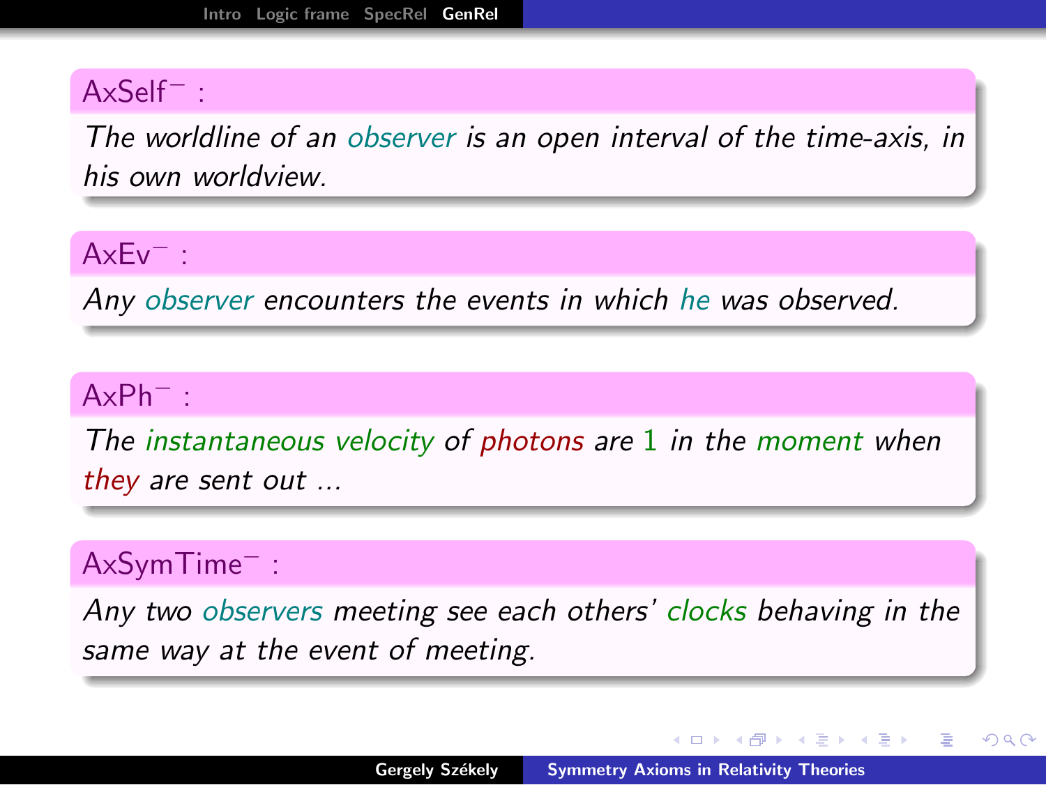**$\text{AxSelf}^-$ :**

*The worldline of an observer is an open interval of the time-axis, in his own worldview.*

**$\text{AxEv}^-$ :**

*Any observer encounters the events in which he was observed.*

**$\text{AxPh}^-$ :**

*The instantaneous velocity of photons are 1 in the moment when they are sent out ...*

**$\text{AxSymTime}^-$ :**

*Any two observers meeting see each others' clocks behaving in the same way at the event of meeting.*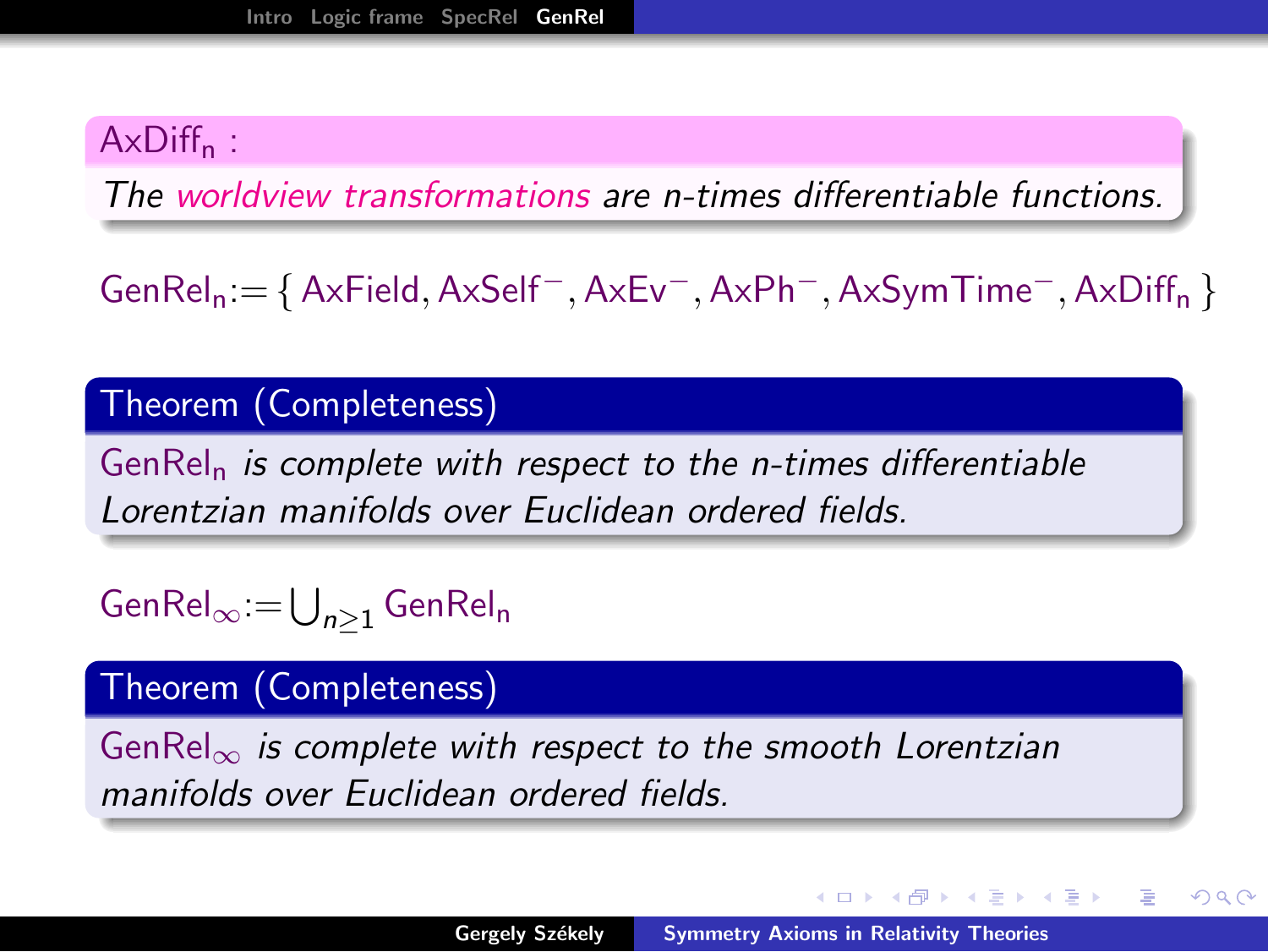**$\mathsf{AxDiff_n}$ :**

*The worldview transformations are n-times differentiable functions.*

$$\mathsf{GenRel_n} := \{\, \mathsf{AxField}, \mathsf{AxSelf}^-, \mathsf{AxEv}^-, \mathsf{AxPh}^-, \mathsf{AxSymTime}^-, \mathsf{AxDiff_n} \,\}$$

**Theorem (Completeness)**

$\mathsf{GenRel_n}$ *is complete with respect to the n-times differentiable Lorentzian manifolds over Euclidean ordered fields.*

$$\mathsf{GenRel}_\infty := \bigcup_{n\geq 1} \mathsf{GenRel_n}$$

**Theorem (Completeness)**

$\mathsf{GenRel}_\infty$ *is complete with respect to the smooth Lorentzian manifolds over Euclidean ordered fields.*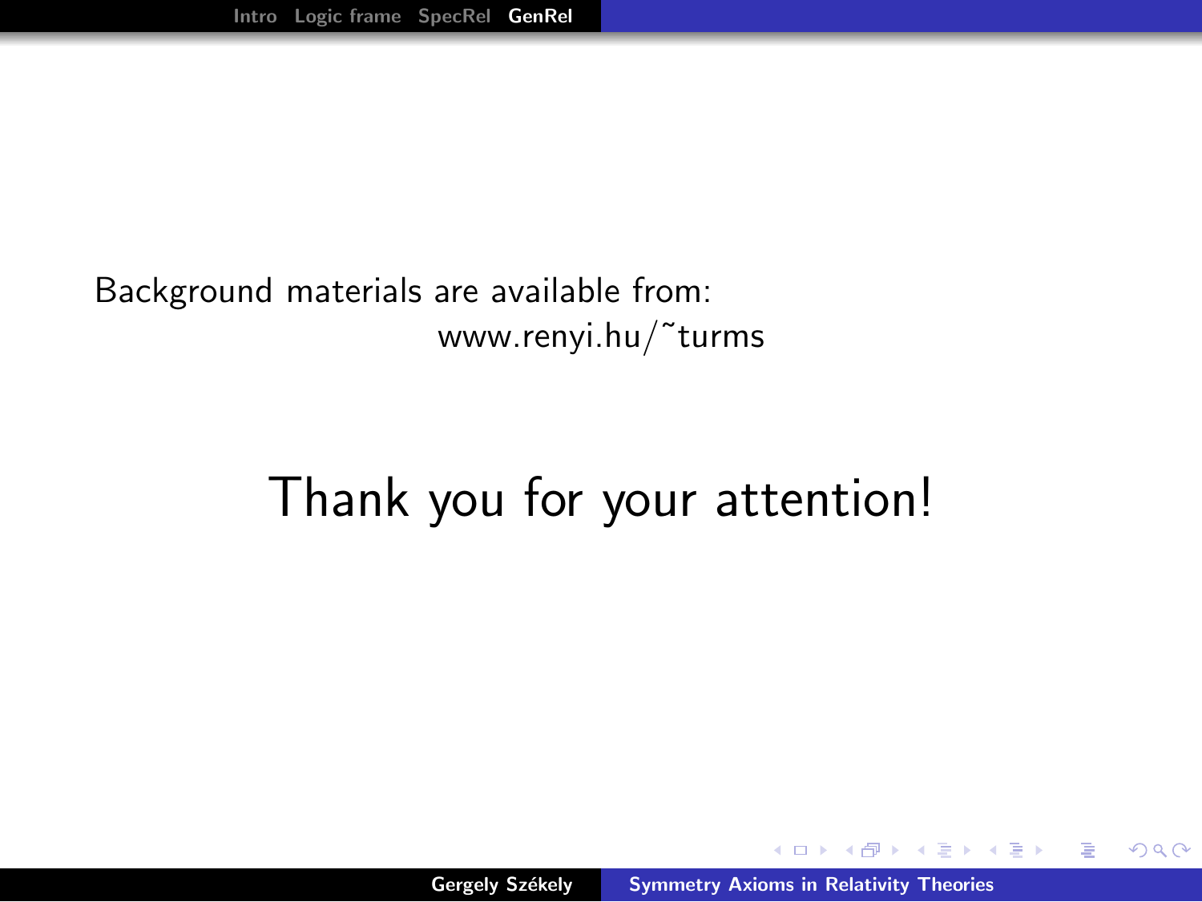Background materials are available from:

www.renyi.hu/~turms

# Thank you for your attention!